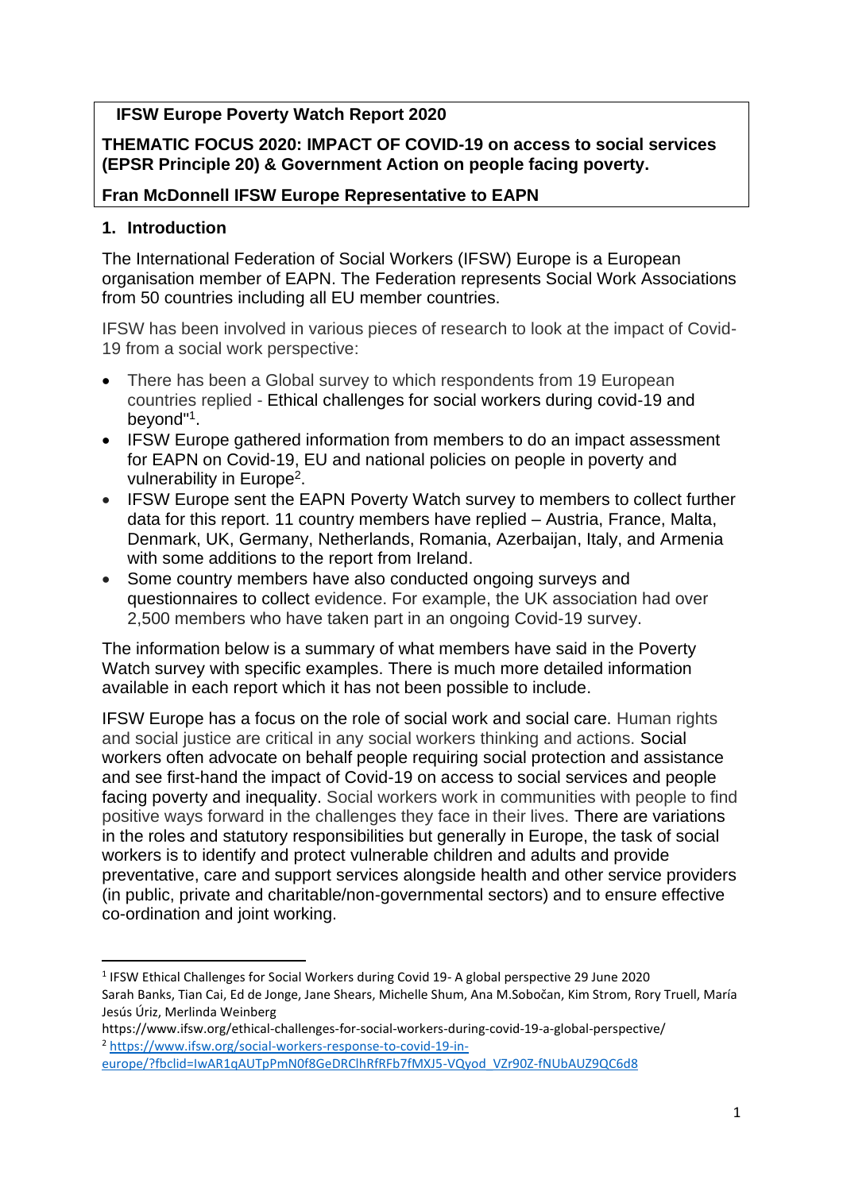**IFSW Europe Poverty Watch Report 2020**

**THEMATIC FOCUS 2020: IMPACT OF COVID-19 on access to social services (EPSR Principle 20) & Government Action on people facing poverty.**

**Fran McDonnell IFSW Europe Representative to EAPN**

## 1. Introduction

The International Federation of Social Workers (IFSW) Europe is a European organisation member of EAPN. The Federation represents Social Work Associations from 50 countries including all EU member countries.

IFSW has been involved in various pieces of research to look at the impact of Covid-19 from a social work perspective:

- There has been a Global survey to which respondents from 19 European countries replied - Ethical challenges for social workers during covid-19 and beyond"[1].
- IFSW Europe gathered information from members to do an impact assessment for EAPN on Covid-19, EU and national policies on people in poverty and vulnerability in Europe[2].
- IFSW Europe sent the EAPN Poverty Watch survey to members to collect further data for this report. 11 country members have replied – Austria, France, Malta, Denmark, UK, Germany, Netherlands, Romania, Azerbaijan, Italy, and Armenia with some additions to the report from Ireland.
- Some country members have also conducted ongoing surveys and questionnaires to collect evidence. For example, the UK association had over 2,500 members who have taken part in an ongoing Covid-19 survey.

The information below is a summary of what members have said in the Poverty Watch survey with specific examples. There is much more detailed information available in each report which it has not been possible to include.

IFSW Europe has a focus on the role of social work and social care. Human rights and social justice are critical in any social workers thinking and actions. Social workers often advocate on behalf people requiring social protection and assistance and see first-hand the impact of Covid-19 on access to social services and people facing poverty and inequality. Social workers work in communities with people to find positive ways forward in the challenges they face in their lives. There are variations in the roles and statutory responsibilities but generally in Europe, the task of social workers is to identify and protect vulnerable children and adults and provide preventative, care and support services alongside health and other service providers (in public, private and charitable/non-governmental sectors) and to ensure effective co-ordination and joint working.

---

[1] IFSW Ethical Challenges for Social Workers during Covid 19- A global perspective 29 June 2020
Sarah Banks, Tian Cai, Ed de Jonge, Jane Shears, Michelle Shum, Ana M.Sobočan, Kim Strom, Rory Truell, María Jesús Úriz, Merlinda Weinberg
https://www.ifsw.org/ethical-challenges-for-social-workers-during-covid-19-a-global-perspective/

[2] https://www.ifsw.org/social-workers-response-to-covid-19-in-europe/?fbclid=IwAR1qAUTpPmN0f8GeDRClhRfRFb7fMXJ5-VQyod_VZr90Z-fNUbAUZ9QC6d8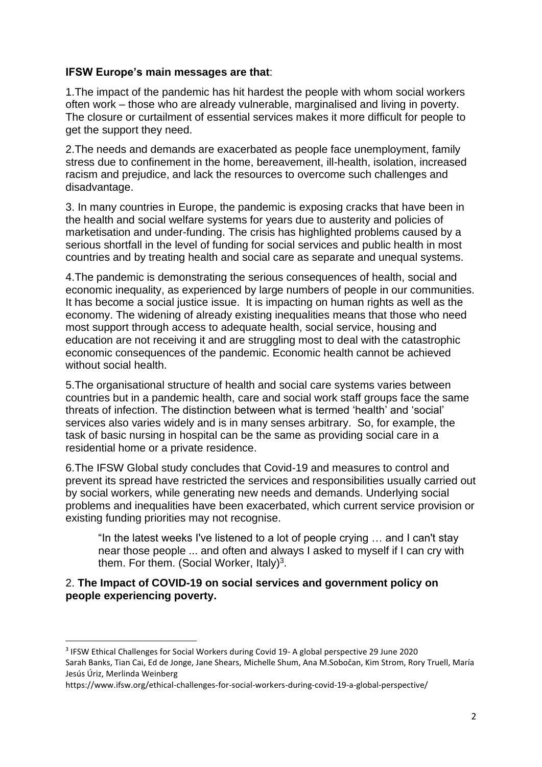**IFSW Europe's main messages are that**:

1.The impact of the pandemic has hit hardest the people with whom social workers often work – those who are already vulnerable, marginalised and living in poverty. The closure or curtailment of essential services makes it more difficult for people to get the support they need.

2.The needs and demands are exacerbated as people face unemployment, family stress due to confinement in the home, bereavement, ill-health, isolation, increased racism and prejudice, and lack the resources to overcome such challenges and disadvantage.

3. In many countries in Europe, the pandemic is exposing cracks that have been in the health and social welfare systems for years due to austerity and policies of marketisation and under-funding. The crisis has highlighted problems caused by a serious shortfall in the level of funding for social services and public health in most countries and by treating health and social care as separate and unequal systems.

4.The pandemic is demonstrating the serious consequences of health, social and economic inequality, as experienced by large numbers of people in our communities. It has become a social justice issue. It is impacting on human rights as well as the economy. The widening of already existing inequalities means that those who need most support through access to adequate health, social service, housing and education are not receiving it and are struggling most to deal with the catastrophic economic consequences of the pandemic. Economic health cannot be achieved without social health.

5.The organisational structure of health and social care systems varies between countries but in a pandemic health, care and social work staff groups face the same threats of infection. The distinction between what is termed 'health' and 'social' services also varies widely and is in many senses arbitrary. So, for example, the task of basic nursing in hospital can be the same as providing social care in a residential home or a private residence.

6.The IFSW Global study concludes that Covid-19 and measures to control and prevent its spread have restricted the services and responsibilities usually carried out by social workers, while generating new needs and demands. Underlying social problems and inequalities have been exacerbated, which current service provision or existing funding priorities may not recognise.

> "In the latest weeks I've listened to a lot of people crying … and I can't stay near those people ... and often and always I asked to myself if I can cry with them. For them. (Social Worker, Italy)[3].

## 2. **The Impact of COVID-19 on social services and government policy on people experiencing poverty.**

---

[3] IFSW Ethical Challenges for Social Workers during Covid 19- A global perspective 29 June 2020
Sarah Banks, Tian Cai, Ed de Jonge, Jane Shears, Michelle Shum, Ana M.Sobočan, Kim Strom, Rory Truell, María Jesús Úriz, Merlinda Weinberg
https://www.ifsw.org/ethical-challenges-for-social-workers-during-covid-19-a-global-perspective/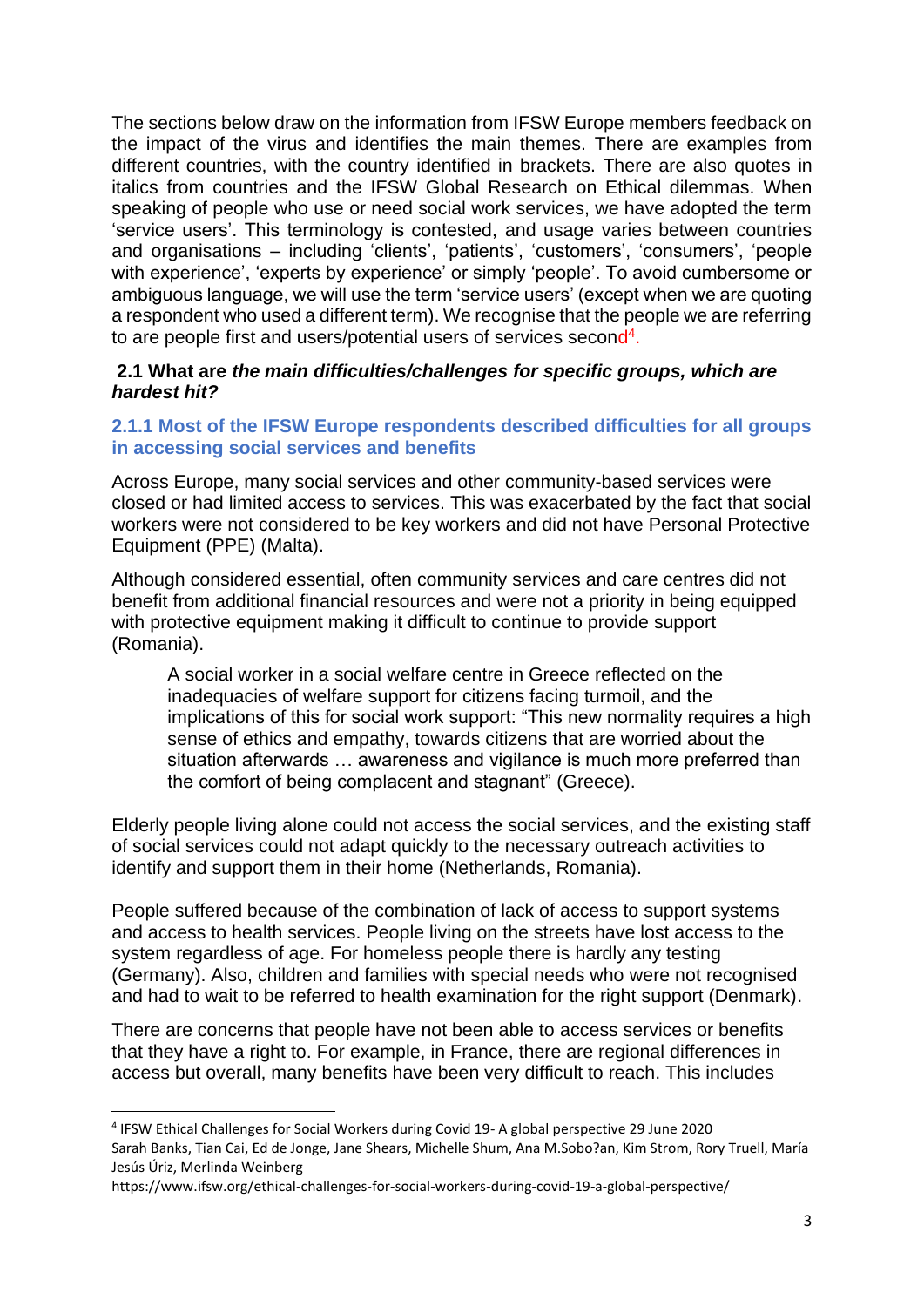The sections below draw on the information from IFSW Europe members feedback on the impact of the virus and identifies the main themes. There are examples from different countries, with the country identified in brackets. There are also quotes in italics from countries and the IFSW Global Research on Ethical dilemmas. When speaking of people who use or need social work services, we have adopted the term 'service users'. This terminology is contested, and usage varies between countries and organisations – including 'clients', 'patients', 'customers', 'consumers', 'people with experience', 'experts by experience' or simply 'people'. To avoid cumbersome or ambiguous language, we will use the term 'service users' (except when we are quoting a respondent who used a different term). We recognise that the people we are referring to are people first and users/potential users of services second[4].

### 2.1 What are *the main difficulties/challenges for specific groups, which are hardest hit?*

#### 2.1.1 Most of the IFSW Europe respondents described difficulties for all groups in accessing social services and benefits

Across Europe, many social services and other community-based services were closed or had limited access to services. This was exacerbated by the fact that social workers were not considered to be key workers and did not have Personal Protective Equipment (PPE) (Malta).

Although considered essential, often community services and care centres did not benefit from additional financial resources and were not a priority in being equipped with protective equipment making it difficult to continue to provide support (Romania).

> A social worker in a social welfare centre in Greece reflected on the inadequacies of welfare support for citizens facing turmoil, and the implications of this for social work support: "This new normality requires a high sense of ethics and empathy, towards citizens that are worried about the situation afterwards … awareness and vigilance is much more preferred than the comfort of being complacent and stagnant" (Greece).

Elderly people living alone could not access the social services, and the existing staff of social services could not adapt quickly to the necessary outreach activities to identify and support them in their home (Netherlands, Romania).

People suffered because of the combination of lack of access to support systems and access to health services. People living on the streets have lost access to the system regardless of age. For homeless people there is hardly any testing (Germany). Also, children and families with special needs who were not recognised and had to wait to be referred to health examination for the right support (Denmark).

There are concerns that people have not been able to access services or benefits that they have a right to. For example, in France, there are regional differences in access but overall, many benefits have been very difficult to reach. This includes

---

[4] IFSW Ethical Challenges for Social Workers during Covid 19- A global perspective 29 June 2020
Sarah Banks, Tian Cai, Ed de Jonge, Jane Shears, Michelle Shum, Ana M.Sobo?an, Kim Strom, Rory Truell, María Jesús Úriz, Merlinda Weinberg
https://www.ifsw.org/ethical-challenges-for-social-workers-during-covid-19-a-global-perspective/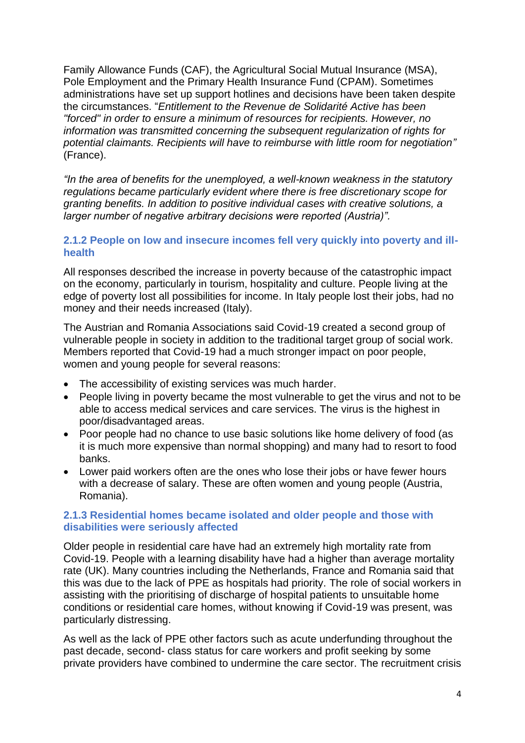Family Allowance Funds (CAF), the Agricultural Social Mutual Insurance (MSA), Pole Employment and the Primary Health Insurance Fund (CPAM). Sometimes administrations have set up support hotlines and decisions have been taken despite the circumstances. "*Entitlement to the Revenue de Solidarité Active has been "forced" in order to ensure a minimum of resources for recipients. However, no information was transmitted concerning the subsequent regularization of rights for potential claimants. Recipients will have to reimburse with little room for negotiation"* (France).

*"In the area of benefits for the unemployed, a well-known weakness in the statutory regulations became particularly evident where there is free discretionary scope for granting benefits. In addition to positive individual cases with creative solutions, a larger number of negative arbitrary decisions were reported (Austria)".*

### 2.1.2 People on low and insecure incomes fell very quickly into poverty and ill-health

All responses described the increase in poverty because of the catastrophic impact on the economy, particularly in tourism, hospitality and culture. People living at the edge of poverty lost all possibilities for income. In Italy people lost their jobs, had no money and their needs increased (Italy).

The Austrian and Romania Associations said Covid-19 created a second group of vulnerable people in society in addition to the traditional target group of social work. Members reported that Covid-19 had a much stronger impact on poor people, women and young people for several reasons:

- The accessibility of existing services was much harder.
- People living in poverty became the most vulnerable to get the virus and not to be able to access medical services and care services. The virus is the highest in poor/disadvantaged areas.
- Poor people had no chance to use basic solutions like home delivery of food (as it is much more expensive than normal shopping) and many had to resort to food banks.
- Lower paid workers often are the ones who lose their jobs or have fewer hours with a decrease of salary. These are often women and young people (Austria, Romania).

### 2.1.3 Residential homes became isolated and older people and those with disabilities were seriously affected

Older people in residential care have had an extremely high mortality rate from Covid-19. People with a learning disability have had a higher than average mortality rate (UK). Many countries including the Netherlands, France and Romania said that this was due to the lack of PPE as hospitals had priority. The role of social workers in assisting with the prioritising of discharge of hospital patients to unsuitable home conditions or residential care homes, without knowing if Covid-19 was present, was particularly distressing.

As well as the lack of PPE other factors such as acute underfunding throughout the past decade, second- class status for care workers and profit seeking by some private providers have combined to undermine the care sector. The recruitment crisis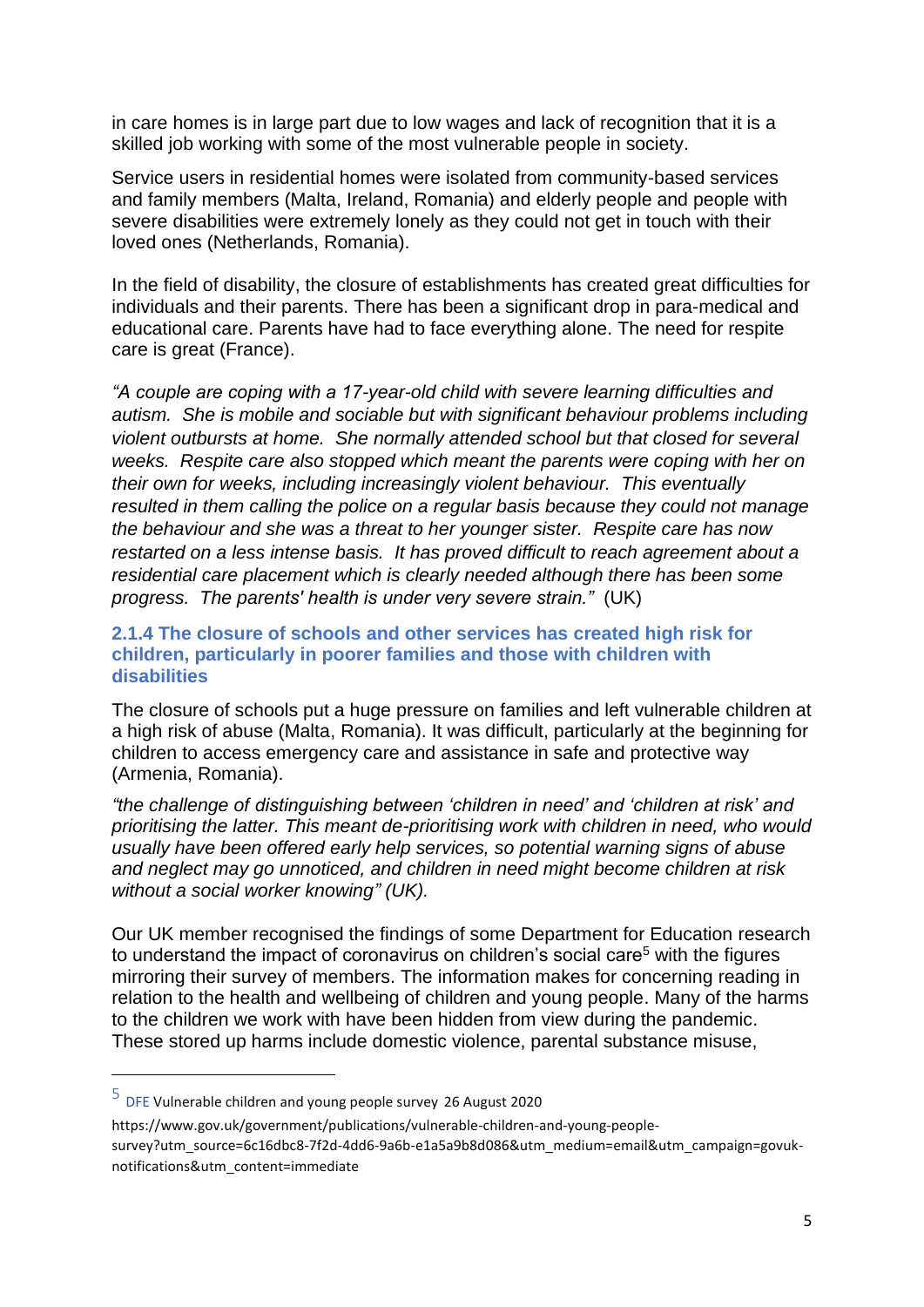in care homes is in large part due to low wages and lack of recognition that it is a skilled job working with some of the most vulnerable people in society.

Service users in residential homes were isolated from community-based services and family members (Malta, Ireland, Romania) and elderly people and people with severe disabilities were extremely lonely as they could not get in touch with their loved ones (Netherlands, Romania).

In the field of disability, the closure of establishments has created great difficulties for individuals and their parents. There has been a significant drop in para-medical and educational care. Parents have had to face everything alone. The need for respite care is great (France).

*"A couple are coping with a 17-year-old child with severe learning difficulties and autism. She is mobile and sociable but with significant behaviour problems including violent outbursts at home. She normally attended school but that closed for several weeks. Respite care also stopped which meant the parents were coping with her on their own for weeks, including increasingly violent behaviour. This eventually resulted in them calling the police on a regular basis because they could not manage the behaviour and she was a threat to her younger sister. Respite care has now restarted on a less intense basis. It has proved difficult to reach agreement about a residential care placement which is clearly needed although there has been some progress. The parents' health is under very severe strain."* (UK)

### 2.1.4 The closure of schools and other services has created high risk for children, particularly in poorer families and those with children with disabilities

The closure of schools put a huge pressure on families and left vulnerable children at a high risk of abuse (Malta, Romania). It was difficult, particularly at the beginning for children to access emergency care and assistance in safe and protective way (Armenia, Romania).

*"the challenge of distinguishing between 'children in need' and 'children at risk' and prioritising the latter. This meant de-prioritising work with children in need, who would usually have been offered early help services, so potential warning signs of abuse and neglect may go unnoticed, and children in need might become children at risk without a social worker knowing" (UK).*

Our UK member recognised the findings of some Department for Education research to understand the impact of coronavirus on children's social care[5] with the figures mirroring their survey of members. The information makes for concerning reading in relation to the health and wellbeing of children and young people. Many of the harms to the children we work with have been hidden from view during the pandemic. These stored up harms include domestic violence, parental substance misuse,

---

[5] DFE Vulnerable children and young people survey 26 August 2020
https://www.gov.uk/government/publications/vulnerable-children-and-young-people-survey?utm_source=6c16dbc8-7f2d-4dd6-9a6b-e1a5a9b8d086&utm_medium=email&utm_campaign=govuk-notifications&utm_content=immediate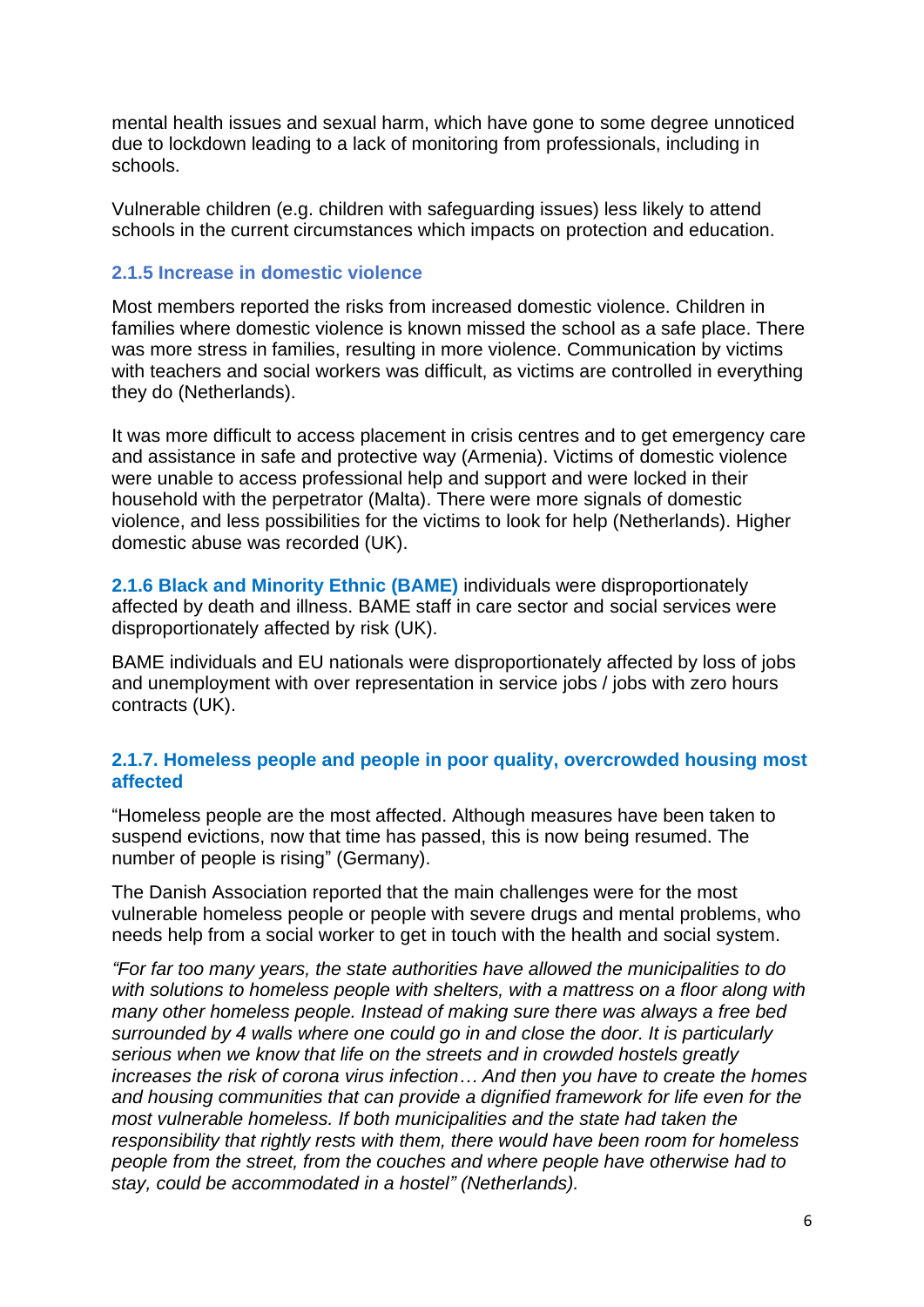mental health issues and sexual harm, which have gone to some degree unnoticed due to lockdown leading to a lack of monitoring from professionals, including in schools.

Vulnerable children (e.g. children with safeguarding issues) less likely to attend schools in the current circumstances which impacts on protection and education.

### 2.1.5 Increase in domestic violence

Most members reported the risks from increased domestic violence. Children in families where domestic violence is known missed the school as a safe place. There was more stress in families, resulting in more violence. Communication by victims with teachers and social workers was difficult, as victims are controlled in everything they do (Netherlands).

It was more difficult to access placement in crisis centres and to get emergency care and assistance in safe and protective way (Armenia). Victims of domestic violence were unable to access professional help and support and were locked in their household with the perpetrator (Malta). There were more signals of domestic violence, and less possibilities for the victims to look for help (Netherlands). Higher domestic abuse was recorded (UK).

**2.1.6 Black and Minority Ethnic (BAME)** individuals were disproportionately affected by death and illness. BAME staff in care sector and social services were disproportionately affected by risk (UK).

BAME individuals and EU nationals were disproportionately affected by loss of jobs and unemployment with over representation in service jobs / jobs with zero hours contracts (UK).

### 2.1.7. Homeless people and people in poor quality, overcrowded housing most affected

"Homeless people are the most affected. Although measures have been taken to suspend evictions, now that time has passed, this is now being resumed. The number of people is rising" (Germany).

The Danish Association reported that the main challenges were for the most vulnerable homeless people or people with severe drugs and mental problems, who needs help from a social worker to get in touch with the health and social system.

*"For far too many years, the state authorities have allowed the municipalities to do with solutions to homeless people with shelters, with a mattress on a floor along with many other homeless people. Instead of making sure there was always a free bed surrounded by 4 walls where one could go in and close the door. It is particularly serious when we know that life on the streets and in crowded hostels greatly increases the risk of corona virus infection… And then you have to create the homes and housing communities that can provide a dignified framework for life even for the most vulnerable homeless. If both municipalities and the state had taken the responsibility that rightly rests with them, there would have been room for homeless people from the street, from the couches and where people have otherwise had to stay, could be accommodated in a hostel" (Netherlands).*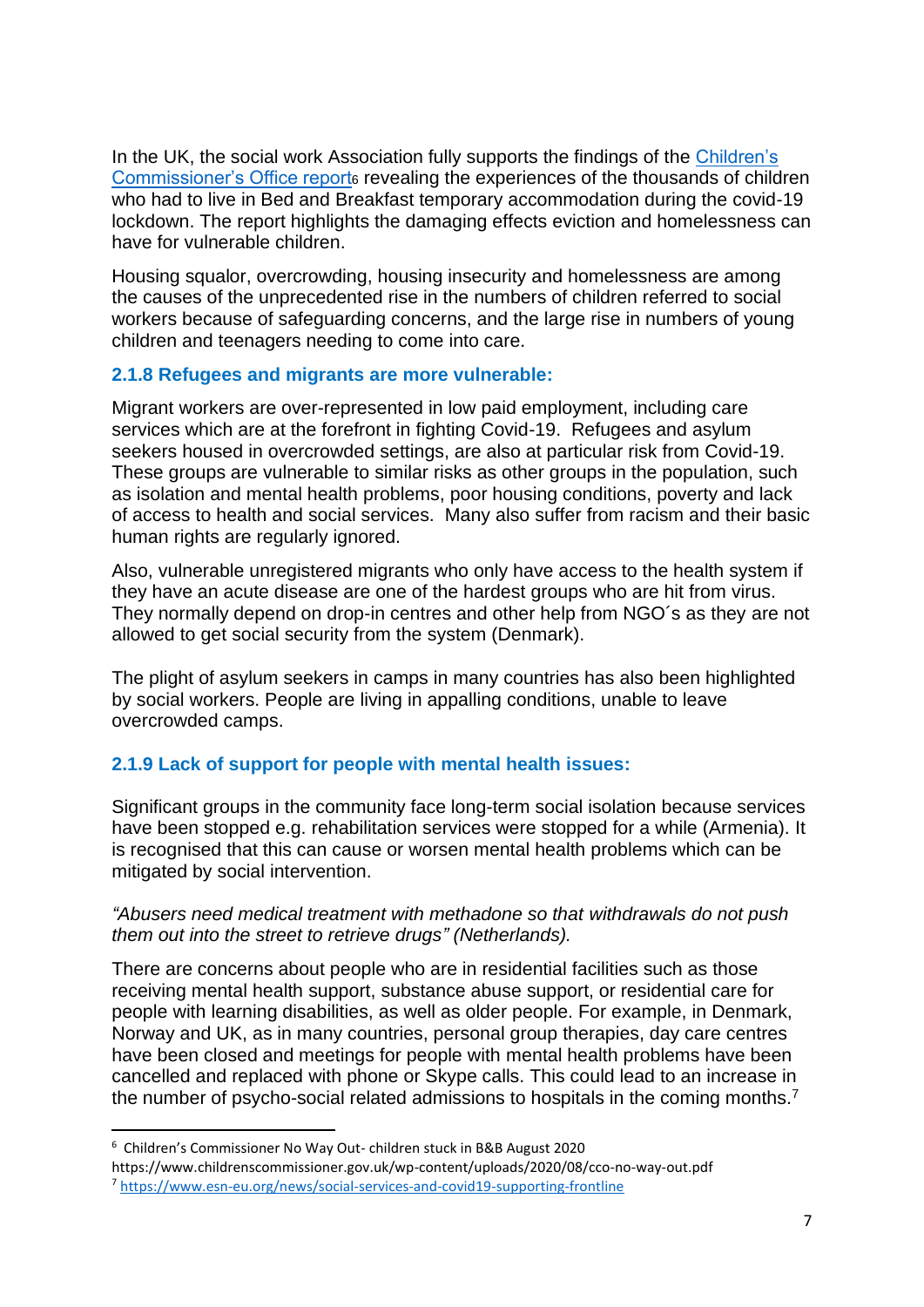In the UK, the social work Association fully supports the findings of the [Children's Commissioner's Office report](https://www.childrenscommissioner.gov.uk/wp-content/uploads/2020/08/cco-no-way-out.pdf)[6] revealing the experiences of the thousands of children who had to live in Bed and Breakfast temporary accommodation during the covid-19 lockdown. The report highlights the damaging effects eviction and homelessness can have for vulnerable children.

Housing squalor, overcrowding, housing insecurity and homelessness are among the causes of the unprecedented rise in the numbers of children referred to social workers because of safeguarding concerns, and the large rise in numbers of young children and teenagers needing to come into care.

### 2.1.8 Refugees and migrants are more vulnerable:

Migrant workers are over-represented in low paid employment, including care services which are at the forefront in fighting Covid-19. Refugees and asylum seekers housed in overcrowded settings, are also at particular risk from Covid-19. These groups are vulnerable to similar risks as other groups in the population, such as isolation and mental health problems, poor housing conditions, poverty and lack of access to health and social services. Many also suffer from racism and their basic human rights are regularly ignored.

Also, vulnerable unregistered migrants who only have access to the health system if they have an acute disease are one of the hardest groups who are hit from virus. They normally depend on drop-in centres and other help from NGO´s as they are not allowed to get social security from the system (Denmark).

The plight of asylum seekers in camps in many countries has also been highlighted by social workers. People are living in appalling conditions, unable to leave overcrowded camps.

### 2.1.9 Lack of support for people with mental health issues:

Significant groups in the community face long-term social isolation because services have been stopped e.g. rehabilitation services were stopped for a while (Armenia). It is recognised that this can cause or worsen mental health problems which can be mitigated by social intervention.

*"Abusers need medical treatment with methadone so that withdrawals do not push them out into the street to retrieve drugs" (Netherlands).*

There are concerns about people who are in residential facilities such as those receiving mental health support, substance abuse support, or residential care for people with learning disabilities, as well as older people. For example, in Denmark, Norway and UK, as in many countries, personal group therapies, day care centres have been closed and meetings for people with mental health problems have been cancelled and replaced with phone or Skype calls. This could lead to an increase in the number of psycho-social related admissions to hospitals in the coming months.[7]

---

[6] Children's Commissioner No Way Out- children stuck in B&B August 2020 https://www.childrenscommissioner.gov.uk/wp-content/uploads/2020/08/cco-no-way-out.pdf

[7] [https://www.esn-eu.org/news/social-services-and-covid19-supporting-frontline](https://www.esn-eu.org/news/social-services-and-covid19-supporting-frontline)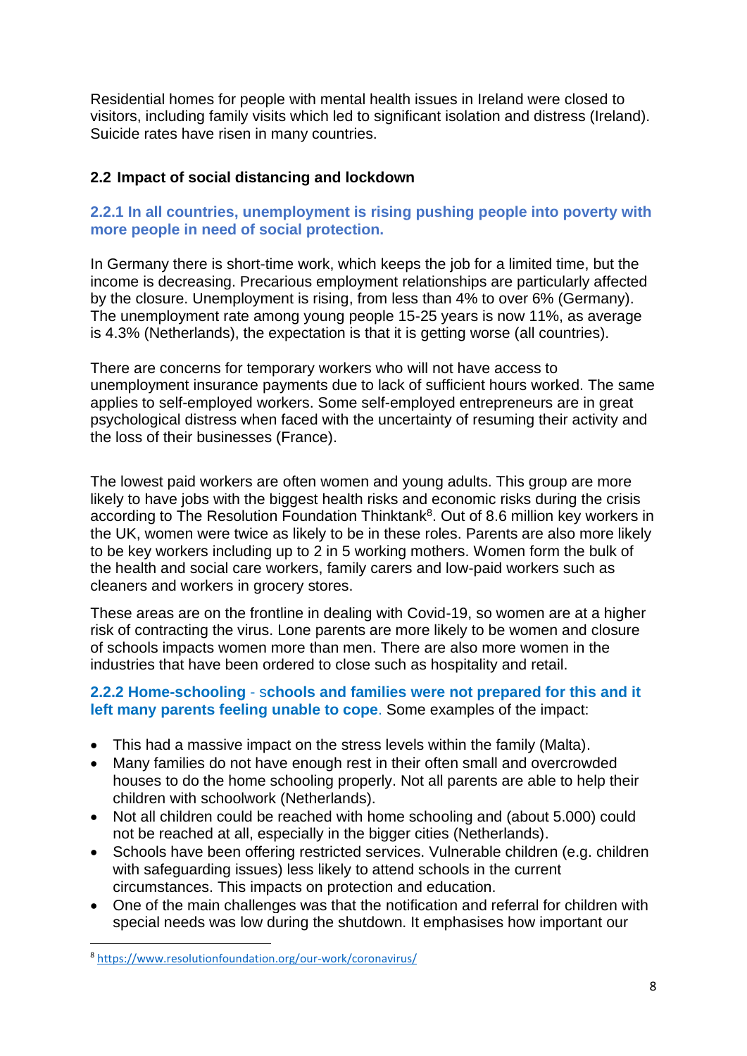Residential homes for people with mental health issues in Ireland were closed to visitors, including family visits which led to significant isolation and distress (Ireland). Suicide rates have risen in many countries.

## 2.2 Impact of social distancing and lockdown

### 2.2.1 In all countries, unemployment is rising pushing people into poverty with more people in need of social protection.

In Germany there is short-time work, which keeps the job for a limited time, but the income is decreasing. Precarious employment relationships are particularly affected by the closure. Unemployment is rising, from less than 4% to over 6% (Germany). The unemployment rate among young people 15-25 years is now 11%, as average is 4.3% (Netherlands), the expectation is that it is getting worse (all countries).

There are concerns for temporary workers who will not have access to unemployment insurance payments due to lack of sufficient hours worked. The same applies to self-employed workers. Some self-employed entrepreneurs are in great psychological distress when faced with the uncertainty of resuming their activity and the loss of their businesses (France).

The lowest paid workers are often women and young adults. This group are more likely to have jobs with the biggest health risks and economic risks during the crisis according to The Resolution Foundation Thinktank[8]. Out of 8.6 million key workers in the UK, women were twice as likely to be in these roles. Parents are also more likely to be key workers including up to 2 in 5 working mothers. Women form the bulk of the health and social care workers, family carers and low-paid workers such as cleaners and workers in grocery stores.

These areas are on the frontline in dealing with Covid-19, so women are at a higher risk of contracting the virus. Lone parents are more likely to be women and closure of schools impacts women more than men. There are also more women in the industries that have been ordered to close such as hospitality and retail.

**2.2.2 Home-schooling** - **schools and families were not prepared for this and it left many parents feeling unable to cope**. Some examples of the impact:

- This had a massive impact on the stress levels within the family (Malta).
- Many families do not have enough rest in their often small and overcrowded houses to do the home schooling properly. Not all parents are able to help their children with schoolwork (Netherlands).
- Not all children could be reached with home schooling and (about 5.000) could not be reached at all, especially in the bigger cities (Netherlands).
- Schools have been offering restricted services. Vulnerable children (e.g. children with safeguarding issues) less likely to attend schools in the current circumstances. This impacts on protection and education.
- One of the main challenges was that the notification and referral for children with special needs was low during the shutdown. It emphasises how important our

[8] https://www.resolutionfoundation.org/our-work/coronavirus/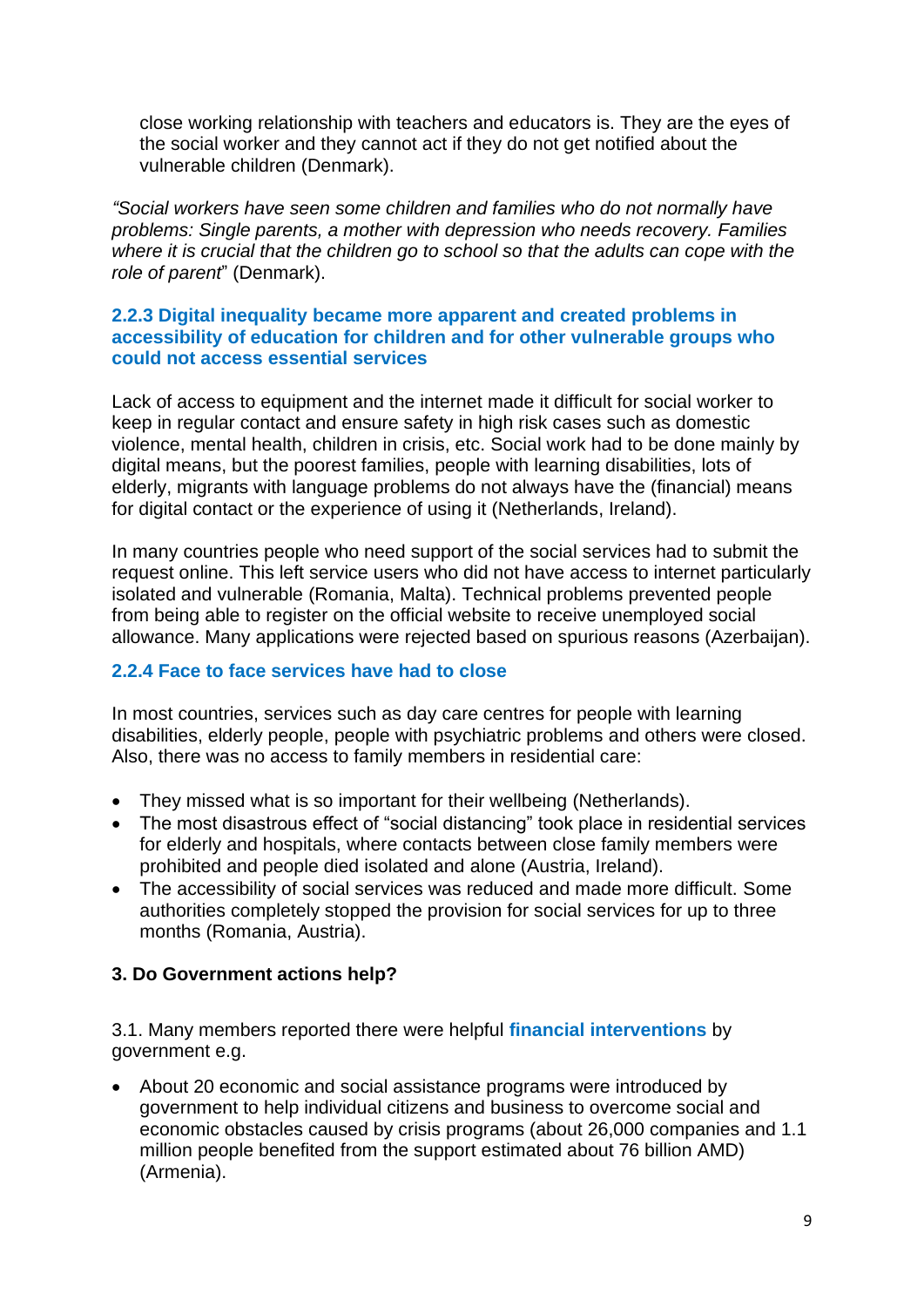close working relationship with teachers and educators is. They are the eyes of the social worker and they cannot act if they do not get notified about the vulnerable children (Denmark).

*"Social workers have seen some children and families who do not normally have problems: Single parents, a mother with depression who needs recovery. Families where it is crucial that the children go to school so that the adults can cope with the role of parent*" (Denmark).

#### 2.2.3 Digital inequality became more apparent and created problems in accessibility of education for children and for other vulnerable groups who could not access essential services

Lack of access to equipment and the internet made it difficult for social worker to keep in regular contact and ensure safety in high risk cases such as domestic violence, mental health, children in crisis, etc. Social work had to be done mainly by digital means, but the poorest families, people with learning disabilities, lots of elderly, migrants with language problems do not always have the (financial) means for digital contact or the experience of using it (Netherlands, Ireland).

In many countries people who need support of the social services had to submit the request online. This left service users who did not have access to internet particularly isolated and vulnerable (Romania, Malta). Technical problems prevented people from being able to register on the official website to receive unemployed social allowance. Many applications were rejected based on spurious reasons (Azerbaijan).

#### 2.2.4 Face to face services have had to close

In most countries, services such as day care centres for people with learning disabilities, elderly people, people with psychiatric problems and others were closed. Also, there was no access to family members in residential care:

- They missed what is so important for their wellbeing (Netherlands).
- The most disastrous effect of "social distancing" took place in residential services for elderly and hospitals, where contacts between close family members were prohibited and people died isolated and alone (Austria, Ireland).
- The accessibility of social services was reduced and made more difficult. Some authorities completely stopped the provision for social services for up to three months (Romania, Austria).

## 3. Do Government actions help?

3.1. Many members reported there were helpful **financial interventions** by government e.g.

- About 20 economic and social assistance programs were introduced by government to help individual citizens and business to overcome social and economic obstacles caused by crisis programs (about 26,000 companies and 1.1 million people benefited from the support estimated about 76 billion AMD) (Armenia).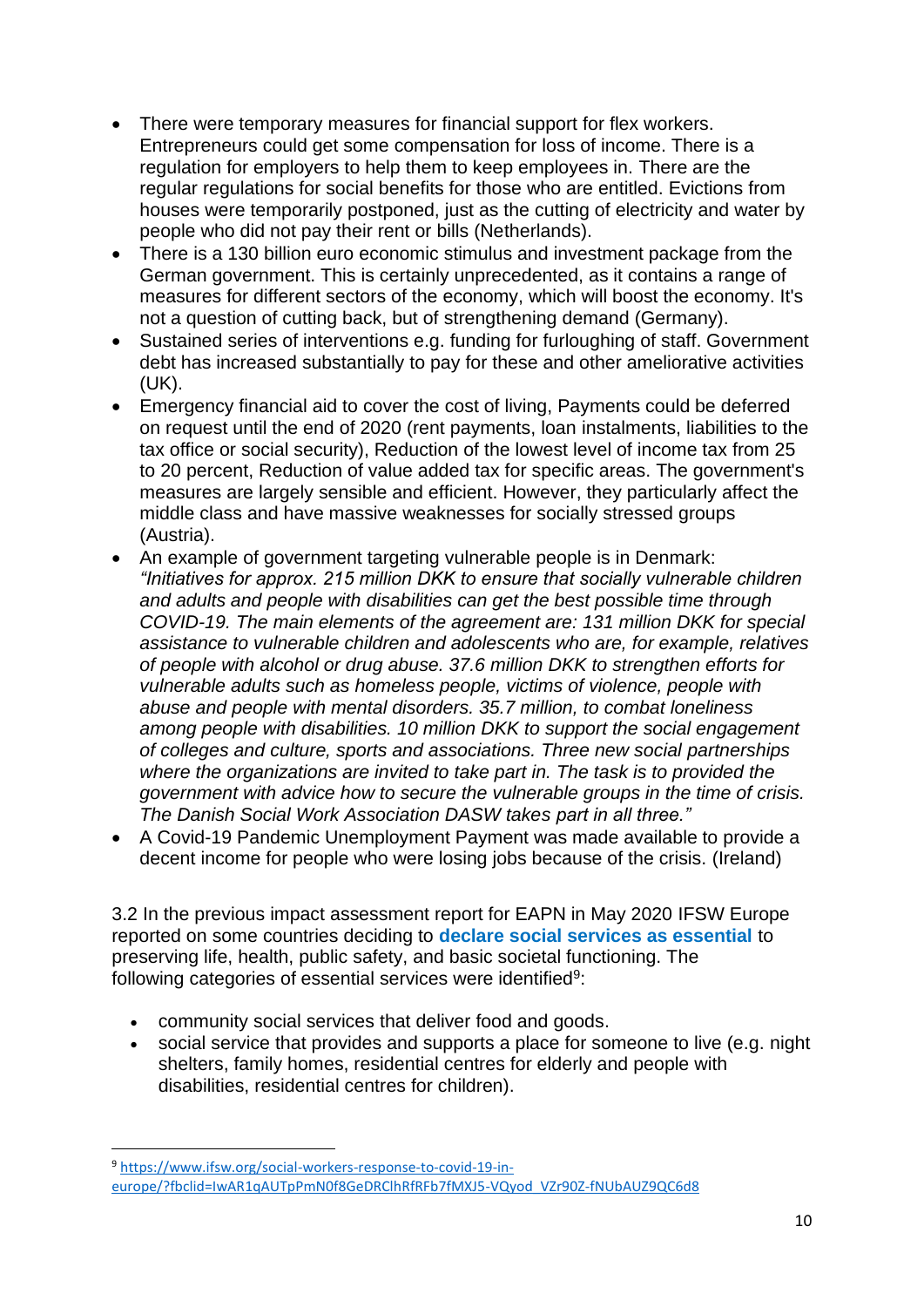- There were temporary measures for financial support for flex workers. Entrepreneurs could get some compensation for loss of income. There is a regulation for employers to help them to keep employees in. There are the regular regulations for social benefits for those who are entitled. Evictions from houses were temporarily postponed, just as the cutting of electricity and water by people who did not pay their rent or bills (Netherlands).
- There is a 130 billion euro economic stimulus and investment package from the German government. This is certainly unprecedented, as it contains a range of measures for different sectors of the economy, which will boost the economy. It's not a question of cutting back, but of strengthening demand (Germany).
- Sustained series of interventions e.g. funding for furloughing of staff. Government debt has increased substantially to pay for these and other ameliorative activities (UK).
- Emergency financial aid to cover the cost of living, Payments could be deferred on request until the end of 2020 (rent payments, loan instalments, liabilities to the tax office or social security), Reduction of the lowest level of income tax from 25 to 20 percent, Reduction of value added tax for specific areas. The government's measures are largely sensible and efficient. However, they particularly affect the middle class and have massive weaknesses for socially stressed groups (Austria).
- An example of government targeting vulnerable people is in Denmark: *"Initiatives for approx. 215 million DKK to ensure that socially vulnerable children and adults and people with disabilities can get the best possible time through COVID-19. The main elements of the agreement are: 131 million DKK for special assistance to vulnerable children and adolescents who are, for example, relatives of people with alcohol or drug abuse. 37.6 million DKK to strengthen efforts for vulnerable adults such as homeless people, victims of violence, people with abuse and people with mental disorders. 35.7 million, to combat loneliness among people with disabilities. 10 million DKK to support the social engagement of colleges and culture, sports and associations. Three new social partnerships where the organizations are invited to take part in. The task is to provided the government with advice how to secure the vulnerable groups in the time of crisis. The Danish Social Work Association DASW takes part in all three."*
- A Covid-19 Pandemic Unemployment Payment was made available to provide a decent income for people who were losing jobs because of the crisis. (Ireland)

3.2 In the previous impact assessment report for EAPN in May 2020 IFSW Europe reported on some countries deciding to **declare social services as essential** to preserving life, health, public safety, and basic societal functioning. The following categories of essential services were identified[9]:

- community social services that deliver food and goods.
- social service that provides and supports a place for someone to live (e.g. night shelters, family homes, residential centres for elderly and people with disabilities, residential centres for children).

[9] https://www.ifsw.org/social-workers-response-to-covid-19-in-europe/?fbclid=IwAR1qAUTpPmN0f8GeDRClhRfRFb7fMXJ5-VQyod_VZr90Z-fNUbAUZ9QC6d8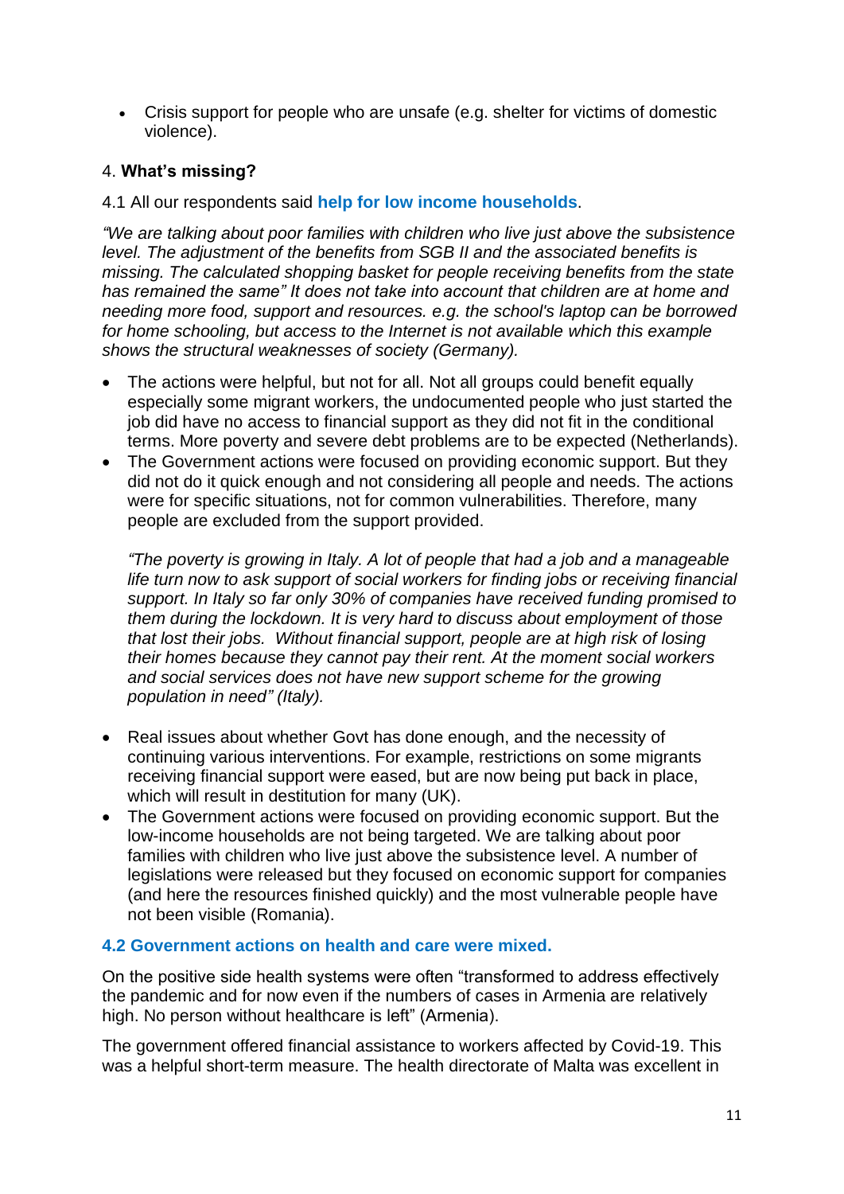- Crisis support for people who are unsafe (e.g. shelter for victims of domestic violence).

## 4. **What's missing?**

4.1 All our respondents said **help for low income households**.

*"We are talking about poor families with children who live just above the subsistence level. The adjustment of the benefits from SGB II and the associated benefits is missing. The calculated shopping basket for people receiving benefits from the state has remained the same" It does not take into account that children are at home and needing more food, support and resources. e.g. the school's laptop can be borrowed for home schooling, but access to the Internet is not available which this example shows the structural weaknesses of society (Germany).*

- The actions were helpful, but not for all. Not all groups could benefit equally especially some migrant workers, the undocumented people who just started the job did have no access to financial support as they did not fit in the conditional terms. More poverty and severe debt problems are to be expected (Netherlands).
- The Government actions were focused on providing economic support. But they did not do it quick enough and not considering all people and needs. The actions were for specific situations, not for common vulnerabilities. Therefore, many people are excluded from the support provided.

  *"The poverty is growing in Italy. A lot of people that had a job and a manageable life turn now to ask support of social workers for finding jobs or receiving financial support. In Italy so far only 30% of companies have received funding promised to them during the lockdown. It is very hard to discuss about employment of those that lost their jobs. Without financial support, people are at high risk of losing their homes because they cannot pay their rent. At the moment social workers and social services does not have new support scheme for the growing population in need" (Italy).*

- Real issues about whether Govt has done enough, and the necessity of continuing various interventions. For example, restrictions on some migrants receiving financial support were eased, but are now being put back in place, which will result in destitution for many (UK).
- The Government actions were focused on providing economic support. But the low-income households are not being targeted. We are talking about poor families with children who live just above the subsistence level. A number of legislations were released but they focused on economic support for companies (and here the resources finished quickly) and the most vulnerable people have not been visible (Romania).

### 4.2 Government actions on health and care were mixed.

On the positive side health systems were often "transformed to address effectively the pandemic and for now even if the numbers of cases in Armenia are relatively high. No person without healthcare is left" (Armenia).

The government offered financial assistance to workers affected by Covid-19. This was a helpful short-term measure. The health directorate of Malta was excellent in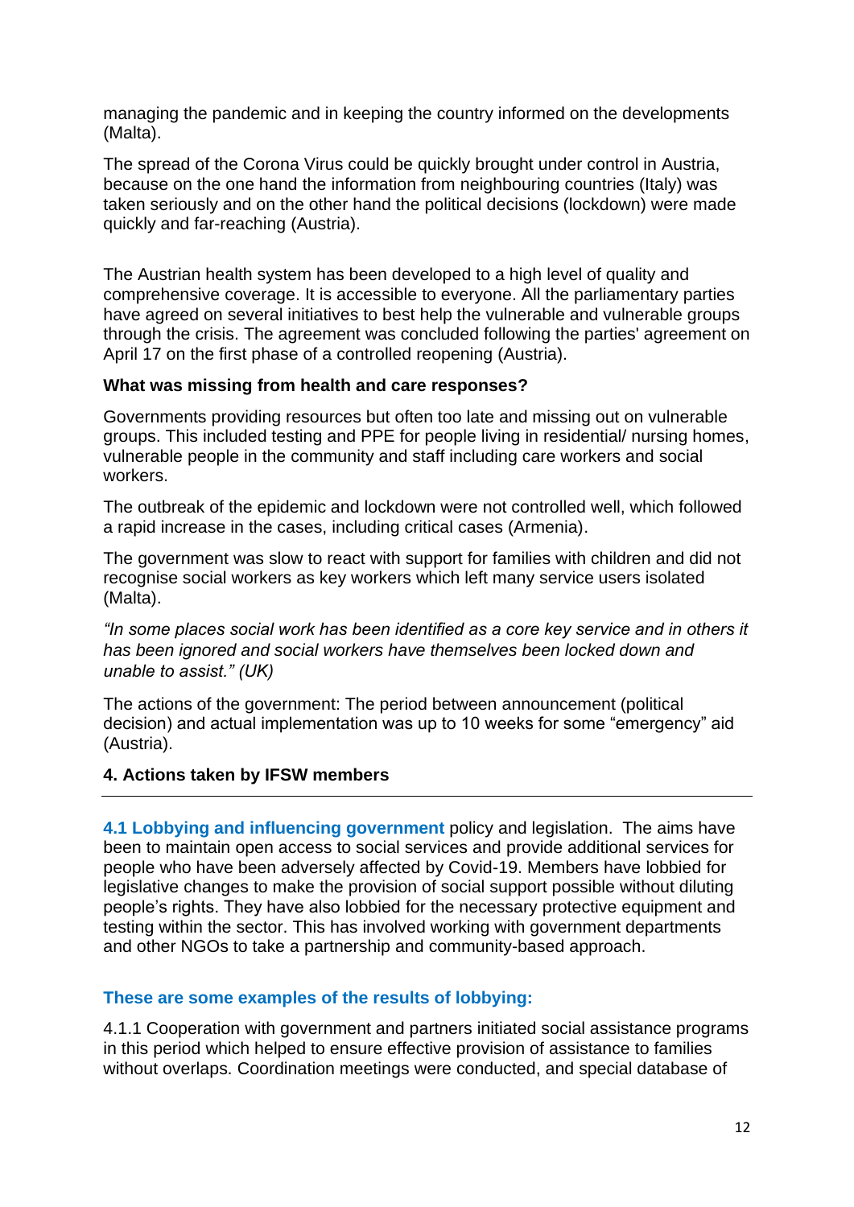managing the pandemic and in keeping the country informed on the developments (Malta).

The spread of the Corona Virus could be quickly brought under control in Austria, because on the one hand the information from neighbouring countries (Italy) was taken seriously and on the other hand the political decisions (lockdown) were made quickly and far-reaching (Austria).

The Austrian health system has been developed to a high level of quality and comprehensive coverage. It is accessible to everyone. All the parliamentary parties have agreed on several initiatives to best help the vulnerable and vulnerable groups through the crisis. The agreement was concluded following the parties' agreement on April 17 on the first phase of a controlled reopening (Austria).

**What was missing from health and care responses?**

Governments providing resources but often too late and missing out on vulnerable groups. This included testing and PPE for people living in residential/ nursing homes, vulnerable people in the community and staff including care workers and social workers.

The outbreak of the epidemic and lockdown were not controlled well, which followed a rapid increase in the cases, including critical cases (Armenia).

The government was slow to react with support for families with children and did not recognise social workers as key workers which left many service users isolated (Malta).

*"In some places social work has been identified as a core key service and in others it has been ignored and social workers have themselves been locked down and unable to assist." (UK)*

The actions of the government: The period between announcement (political decision) and actual implementation was up to 10 weeks for some "emergency" aid (Austria).

## 4. Actions taken by IFSW members

**4.1 Lobbying and influencing government** policy and legislation. The aims have been to maintain open access to social services and provide additional services for people who have been adversely affected by Covid-19. Members have lobbied for legislative changes to make the provision of social support possible without diluting people's rights. They have also lobbied for the necessary protective equipment and testing within the sector. This has involved working with government departments and other NGOs to take a partnership and community-based approach.

### These are some examples of the results of lobbying:

4.1.1 Cooperation with government and partners initiated social assistance programs in this period which helped to ensure effective provision of assistance to families without overlaps. Coordination meetings were conducted, and special database of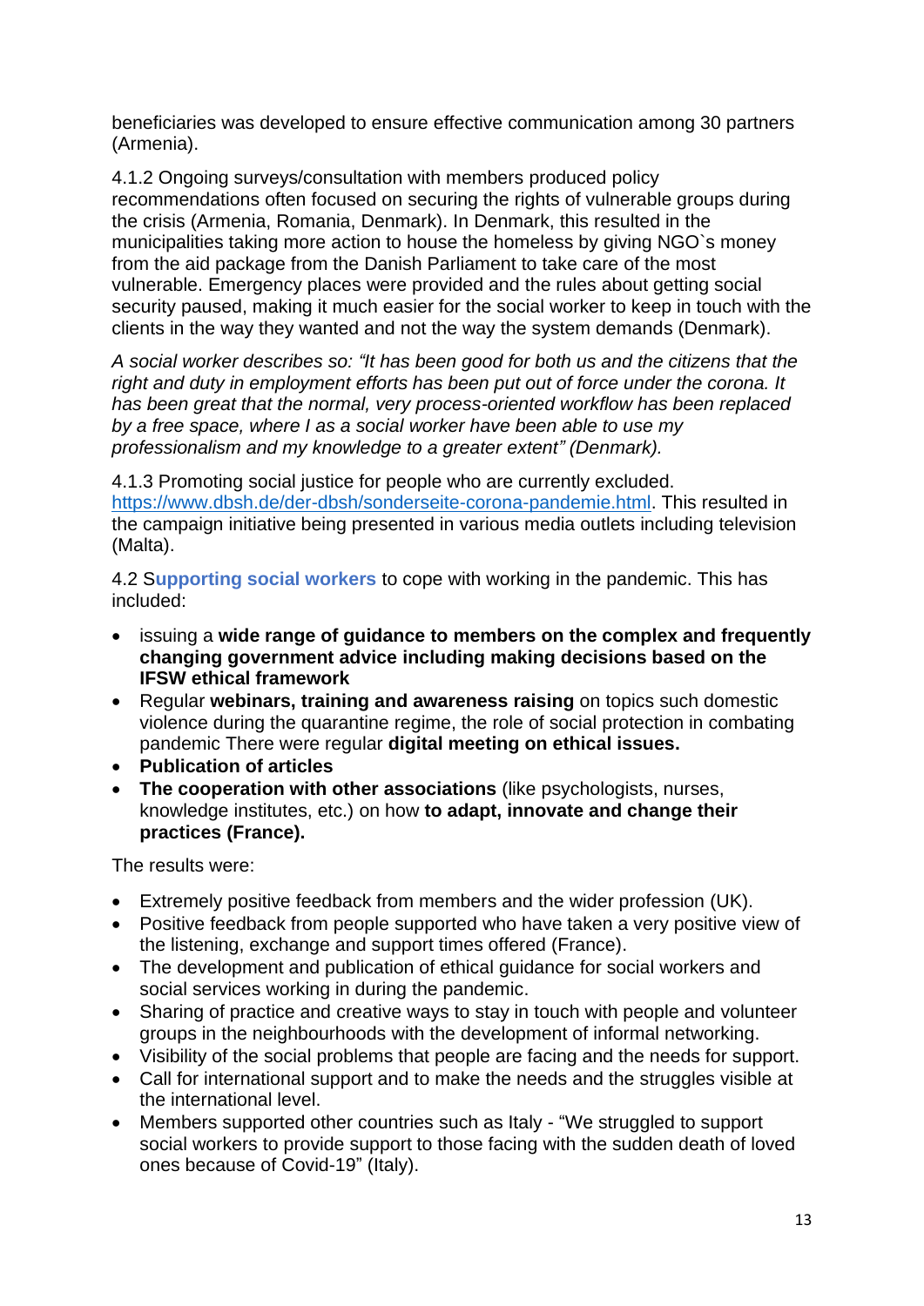beneficiaries was developed to ensure effective communication among 30 partners (Armenia).

4.1.2 Ongoing surveys/consultation with members produced policy recommendations often focused on securing the rights of vulnerable groups during the crisis (Armenia, Romania, Denmark). In Denmark, this resulted in the municipalities taking more action to house the homeless by giving NGO`s money from the aid package from the Danish Parliament to take care of the most vulnerable. Emergency places were provided and the rules about getting social security paused, making it much easier for the social worker to keep in touch with the clients in the way they wanted and not the way the system demands (Denmark).

*A social worker describes so: "It has been good for both us and the citizens that the right and duty in employment efforts has been put out of force under the corona. It has been great that the normal, very process-oriented workflow has been replaced by a free space, where I as a social worker have been able to use my professionalism and my knowledge to a greater extent" (Denmark).*

4.1.3 Promoting social justice for people who are currently excluded. https://www.dbsh.de/der-dbsh/sonderseite-corona-pandemie.html. This resulted in the campaign initiative being presented in various media outlets including television (Malta).

4.2 S**upporting social workers** to cope with working in the pandemic. This has included:

- issuing a **wide range of guidance to members on the complex and frequently changing government advice including making decisions based on the IFSW ethical framework**
- Regular **webinars, training and awareness raising** on topics such domestic violence during the quarantine regime, the role of social protection in combating pandemic There were regular **digital meeting on ethical issues.**
- **Publication of articles**
- **The cooperation with other associations** (like psychologists, nurses, knowledge institutes, etc.) on how **to adapt, innovate and change their practices (France).**

The results were:

- Extremely positive feedback from members and the wider profession (UK).
- Positive feedback from people supported who have taken a very positive view of the listening, exchange and support times offered (France).
- The development and publication of ethical guidance for social workers and social services working in during the pandemic.
- Sharing of practice and creative ways to stay in touch with people and volunteer groups in the neighbourhoods with the development of informal networking.
- Visibility of the social problems that people are facing and the needs for support.
- Call for international support and to make the needs and the struggles visible at the international level.
- Members supported other countries such as Italy - "We struggled to support social workers to provide support to those facing with the sudden death of loved ones because of Covid-19" (Italy).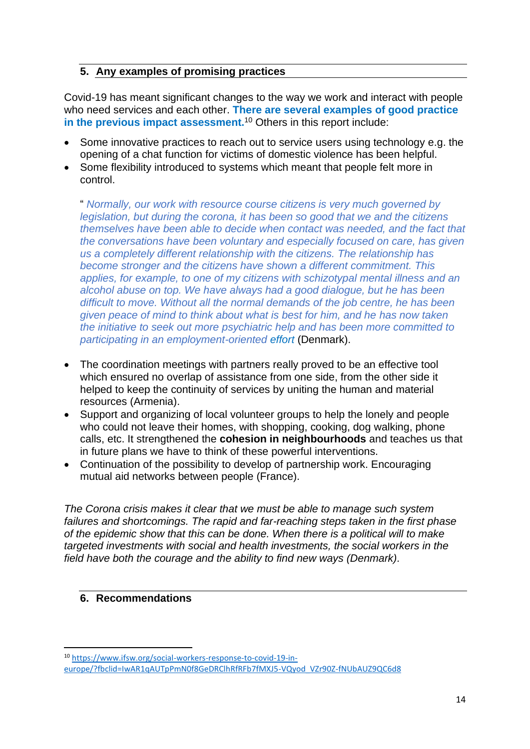## 5. Any examples of promising practices

Covid-19 has meant significant changes to the way we work and interact with people who need services and each other. **There are several examples of good practice in the previous impact assessment.**[10] Others in this report include:

- Some innovative practices to reach out to service users using technology e.g. the opening of a chat function for victims of domestic violence has been helpful.
- Some flexibility introduced to systems which meant that people felt more in control.

  " *Normally, our work with resource course citizens is very much governed by legislation, but during the corona, it has been so good that we and the citizens themselves have been able to decide when contact was needed, and the fact that the conversations have been voluntary and especially focused on care, has given us a completely different relationship with the citizens. The relationship has become stronger and the citizens have shown a different commitment. This applies, for example, to one of my citizens with schizotypal mental illness and an alcohol abuse on top. We have always had a good dialogue, but he has been difficult to move. Without all the normal demands of the job centre, he has been given peace of mind to think about what is best for him, and he has now taken the initiative to seek out more psychiatric help and has been more committed to participating in an employment-oriented effort* (Denmark).

- The coordination meetings with partners really proved to be an effective tool which ensured no overlap of assistance from one side, from the other side it helped to keep the continuity of services by uniting the human and material resources (Armenia).
- Support and organizing of local volunteer groups to help the lonely and people who could not leave their homes, with shopping, cooking, dog walking, phone calls, etc. It strengthened the **cohesion in neighbourhoods** and teaches us that in future plans we have to think of these powerful interventions.
- Continuation of the possibility to develop of partnership work. Encouraging mutual aid networks between people (France).

*The Corona crisis makes it clear that we must be able to manage such system failures and shortcomings. The rapid and far-reaching steps taken in the first phase of the epidemic show that this can be done. When there is a political will to make targeted investments with social and health investments, the social workers in the field have both the courage and the ability to find new ways (Denmark).*

## 6. Recommendations

[10] https://www.ifsw.org/social-workers-response-to-covid-19-in-europe/?fbclid=IwAR1qAUTpPmN0f8GeDRClhRfRFb7fMXJ5-VQyod_VZr90Z-fNUbAUZ9QC6d8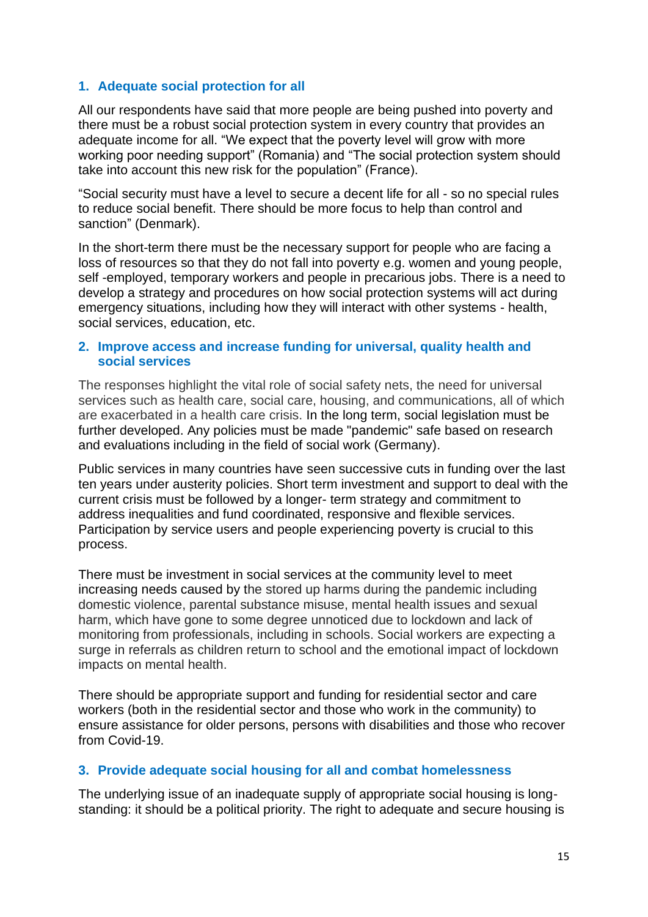## 1. Adequate social protection for all

All our respondents have said that more people are being pushed into poverty and there must be a robust social protection system in every country that provides an adequate income for all. "We expect that the poverty level will grow with more working poor needing support" (Romania) and "The social protection system should take into account this new risk for the population" (France).

"Social security must have a level to secure a decent life for all - so no special rules to reduce social benefit. There should be more focus to help than control and sanction" (Denmark).

In the short-term there must be the necessary support for people who are facing a loss of resources so that they do not fall into poverty e.g. women and young people, self -employed, temporary workers and people in precarious jobs. There is a need to develop a strategy and procedures on how social protection systems will act during emergency situations, including how they will interact with other systems - health, social services, education, etc.

## 2. Improve access and increase funding for universal, quality health and social services

The responses highlight the vital role of social safety nets, the need for universal services such as health care, social care, housing, and communications, all of which are exacerbated in a health care crisis. In the long term, social legislation must be further developed. Any policies must be made "pandemic" safe based on research and evaluations including in the field of social work (Germany).

Public services in many countries have seen successive cuts in funding over the last ten years under austerity policies. Short term investment and support to deal with the current crisis must be followed by a longer- term strategy and commitment to address inequalities and fund coordinated, responsive and flexible services. Participation by service users and people experiencing poverty is crucial to this process.

There must be investment in social services at the community level to meet increasing needs caused by the stored up harms during the pandemic including domestic violence, parental substance misuse, mental health issues and sexual harm, which have gone to some degree unnoticed due to lockdown and lack of monitoring from professionals, including in schools. Social workers are expecting a surge in referrals as children return to school and the emotional impact of lockdown impacts on mental health.

There should be appropriate support and funding for residential sector and care workers (both in the residential sector and those who work in the community) to ensure assistance for older persons, persons with disabilities and those who recover from Covid-19.

## 3. Provide adequate social housing for all and combat homelessness

The underlying issue of an inadequate supply of appropriate social housing is long-standing: it should be a political priority. The right to adequate and secure housing is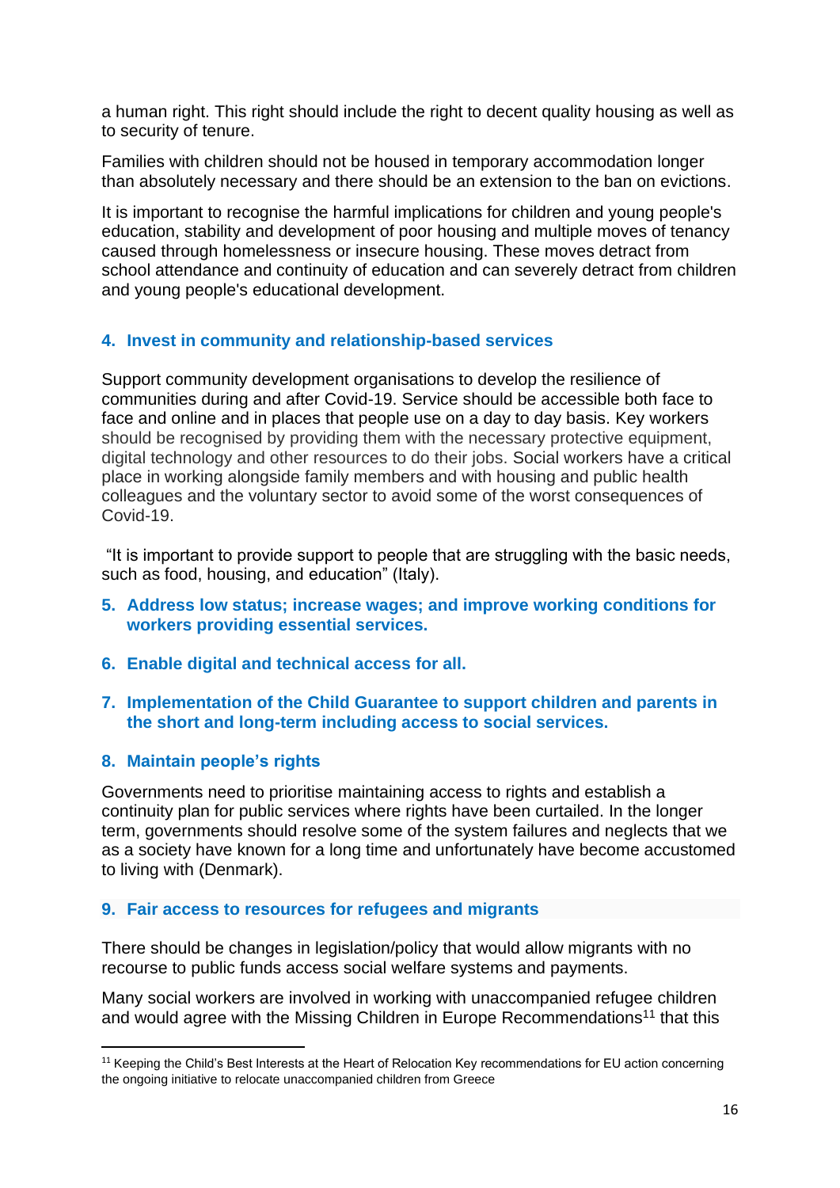a human right. This right should include the right to decent quality housing as well as to security of tenure.

Families with children should not be housed in temporary accommodation longer than absolutely necessary and there should be an extension to the ban on evictions.

It is important to recognise the harmful implications for children and young people's education, stability and development of poor housing and multiple moves of tenancy caused through homelessness or insecure housing. These moves detract from school attendance and continuity of education and can severely detract from children and young people's educational development.

### 4. Invest in community and relationship-based services

Support community development organisations to develop the resilience of communities during and after Covid-19. Service should be accessible both face to face and online and in places that people use on a day to day basis. Key workers should be recognised by providing them with the necessary protective equipment, digital technology and other resources to do their jobs. Social workers have a critical place in working alongside family members and with housing and public health colleagues and the voluntary sector to avoid some of the worst consequences of Covid-19.

"It is important to provide support to people that are struggling with the basic needs, such as food, housing, and education" (Italy).

### 5. Address low status; increase wages; and improve working conditions for workers providing essential services.

### 6. Enable digital and technical access for all.

### 7. Implementation of the Child Guarantee to support children and parents in the short and long-term including access to social services.

### 8. Maintain people's rights

Governments need to prioritise maintaining access to rights and establish a continuity plan for public services where rights have been curtailed. In the longer term, governments should resolve some of the system failures and neglects that we as a society have known for a long time and unfortunately have become accustomed to living with (Denmark).

### 9. Fair access to resources for refugees and migrants

There should be changes in legislation/policy that would allow migrants with no recourse to public funds access social welfare systems and payments.

Many social workers are involved in working with unaccompanied refugee children and would agree with the Missing Children in Europe Recommendations[11] that this

[11] Keeping the Child's Best Interests at the Heart of Relocation Key recommendations for EU action concerning the ongoing initiative to relocate unaccompanied children from Greece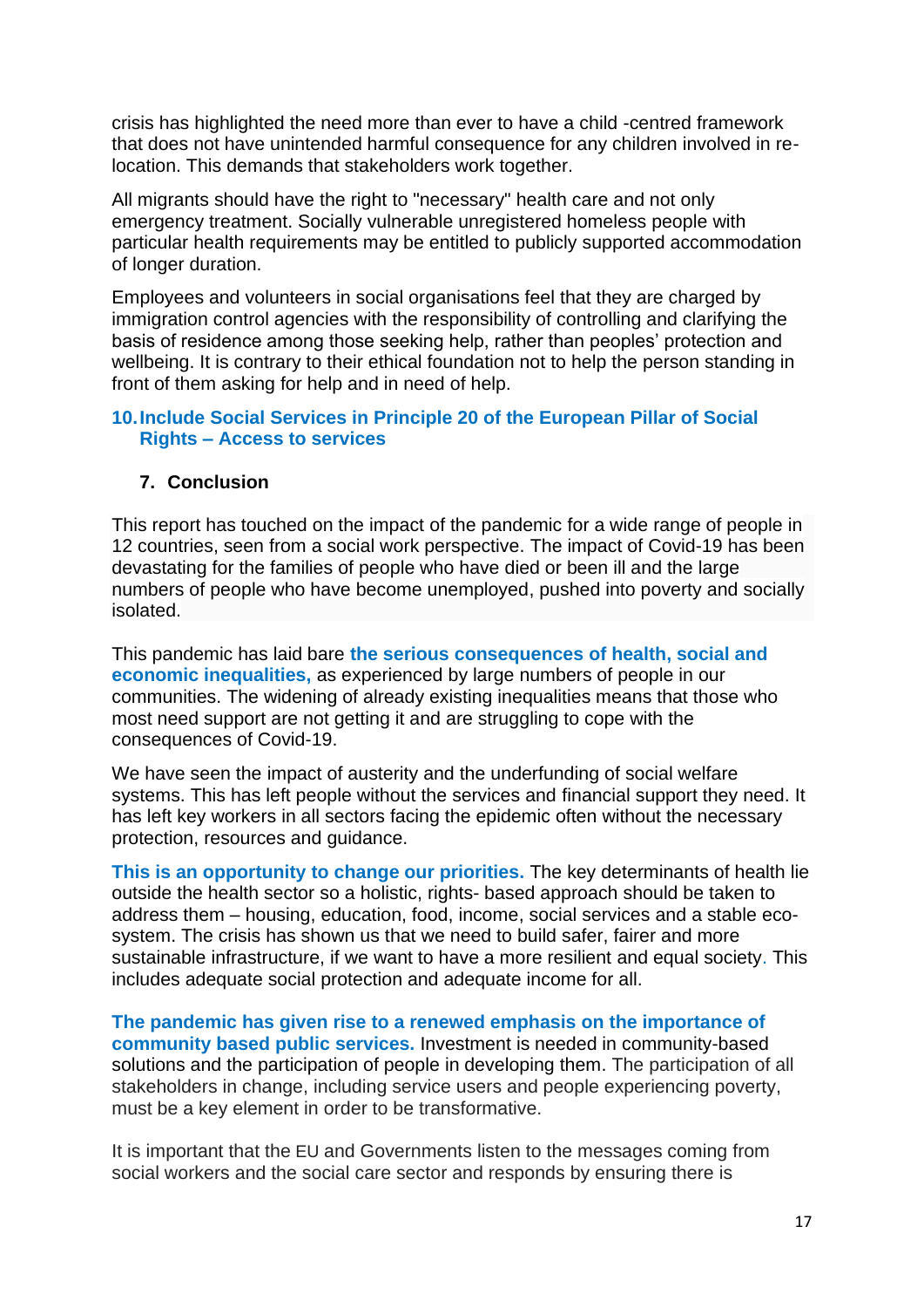crisis has highlighted the need more than ever to have a child -centred framework that does not have unintended harmful consequence for any children involved in re-location. This demands that stakeholders work together.

All migrants should have the right to "necessary" health care and not only emergency treatment. Socially vulnerable unregistered homeless people with particular health requirements may be entitled to publicly supported accommodation of longer duration.

Employees and volunteers in social organisations feel that they are charged by immigration control agencies with the responsibility of controlling and clarifying the basis of residence among those seeking help, rather than peoples' protection and wellbeing. It is contrary to their ethical foundation not to help the person standing in front of them asking for help and in need of help.

### 10. Include Social Services in Principle 20 of the European Pillar of Social Rights – Access to services

## 7. Conclusion

This report has touched on the impact of the pandemic for a wide range of people in 12 countries, seen from a social work perspective. The impact of Covid-19 has been devastating for the families of people who have died or been ill and the large numbers of people who have become unemployed, pushed into poverty and socially isolated.

This pandemic has laid bare **the serious consequences of health, social and economic inequalities,** as experienced by large numbers of people in our communities. The widening of already existing inequalities means that those who most need support are not getting it and are struggling to cope with the consequences of Covid-19.

We have seen the impact of austerity and the underfunding of social welfare systems. This has left people without the services and financial support they need. It has left key workers in all sectors facing the epidemic often without the necessary protection, resources and guidance.

**This is an opportunity to change our priorities.** The key determinants of health lie outside the health sector so a holistic, rights- based approach should be taken to address them – housing, education, food, income, social services and a stable eco-system. The crisis has shown us that we need to build safer, fairer and more sustainable infrastructure, if we want to have a more resilient and equal society. This includes adequate social protection and adequate income for all.

**The pandemic has given rise to a renewed emphasis on the importance of community based public services.** Investment is needed in community-based solutions and the participation of people in developing them. The participation of all stakeholders in change, including service users and people experiencing poverty, must be a key element in order to be transformative.

It is important that the EU and Governments listen to the messages coming from social workers and the social care sector and responds by ensuring there is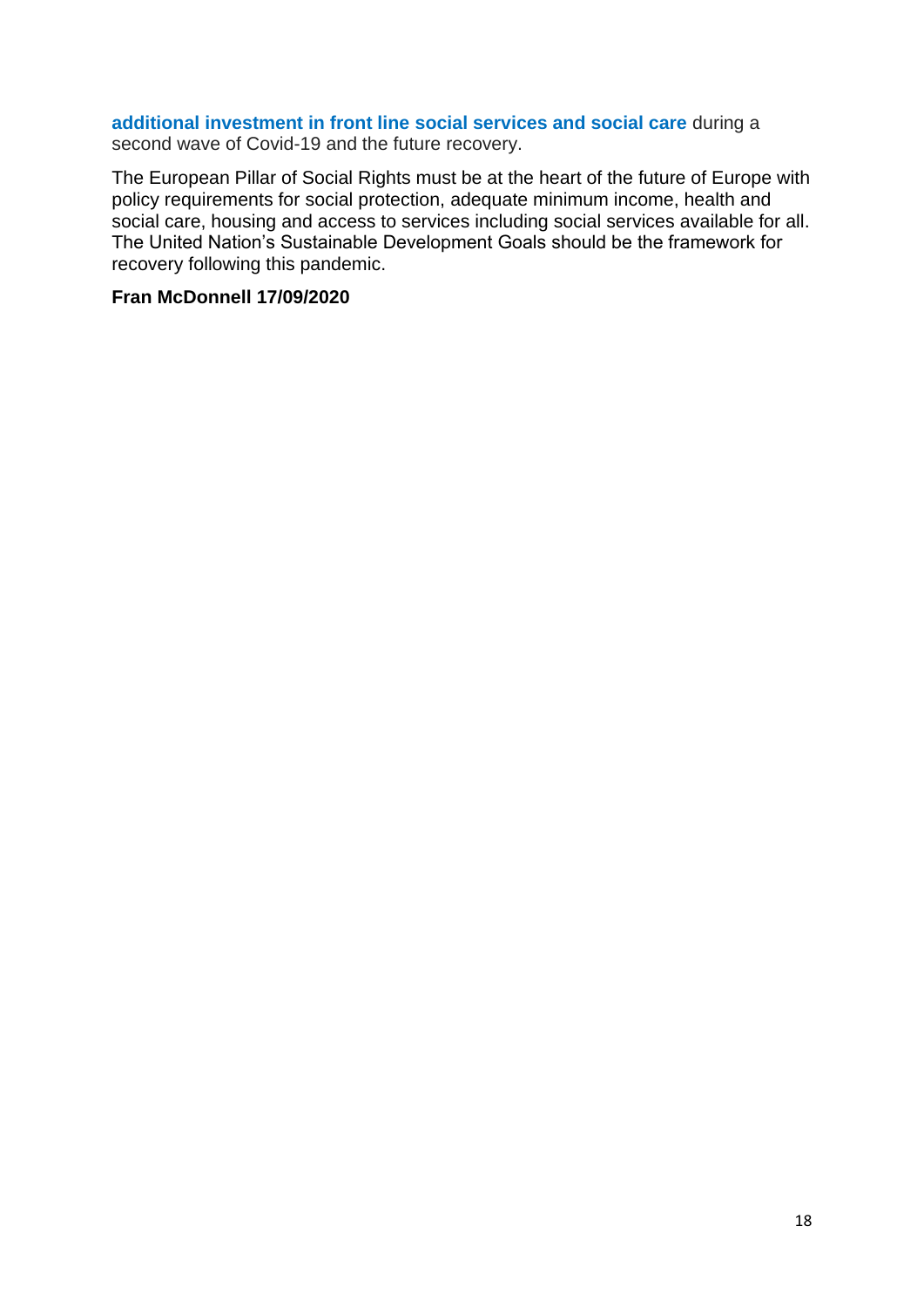**additional investment in front line social services and social care** during a second wave of Covid-19 and the future recovery.

The European Pillar of Social Rights must be at the heart of the future of Europe with policy requirements for social protection, adequate minimum income, health and social care, housing and access to services including social services available for all. The United Nation's Sustainable Development Goals should be the framework for recovery following this pandemic.

**Fran McDonnell 17/09/2020**